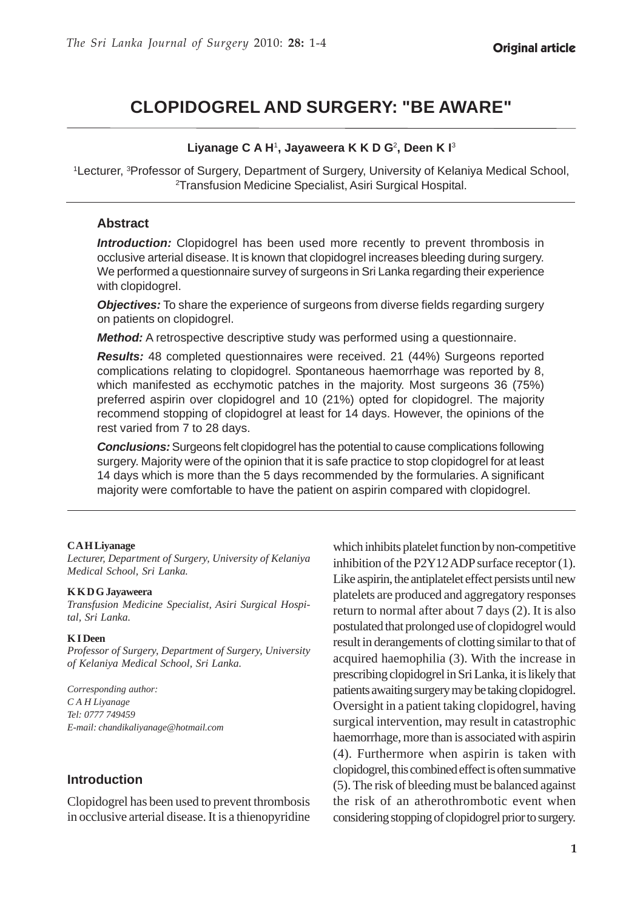# CLOPIDOGREL AND SURGERY: "BE AWARE"

**Liyanage C A H[1], Jayaweera K K D G[2], Deen K I[3]**

[1]Lecturer, [3]Professor of Surgery, Department of Surgery, University of Kelaniya Medical School,
[2]Transfusion Medicine Specialist, Asiri Surgical Hospital.

## Abstract

***Introduction:*** Clopidogrel has been used more recently to prevent thrombosis in occlusive arterial disease. It is known that clopidogrel increases bleeding during surgery. We performed a questionnaire survey of surgeons in Sri Lanka regarding their experience with clopidogrel.

***Objectives:*** To share the experience of surgeons from diverse fields regarding surgery on patients on clopidogrel.

***Method:*** A retrospective descriptive study was performed using a questionnaire.

***Results:*** 48 completed questionnaires were received. 21 (44%) Surgeons reported complications relating to clopidogrel. Spontaneous haemorrhage was reported by 8, which manifested as ecchymotic patches in the majority. Most surgeons 36 (75%) preferred aspirin over clopidogrel and 10 (21%) opted for clopidogrel. The majority recommend stopping of clopidogrel at least for 14 days. However, the opinions of the rest varied from 7 to 28 days.

***Conclusions:*** Surgeons felt clopidogrel has the potential to cause complications following surgery. Majority were of the opinion that it is safe practice to stop clopidogrel for at least 14 days which is more than the 5 days recommended by the formularies. A significant majority were comfortable to have the patient on aspirin compared with clopidogrel.

**C A H Liyanage**
*Lecturer, Department of Surgery, University of Kelaniya Medical School, Sri Lanka.*

**K K D G Jayaweera**
*Transfusion Medicine Specialist, Asiri Surgical Hospital, Sri Lanka.*

**K I Deen**
*Professor of Surgery, Department of Surgery, University of Kelaniya Medical School, Sri Lanka.*

*Corresponding author:*
*C A H Liyanage*
*Tel: 0777 749459*
*E-mail: chandikaliyanage@hotmail.com*

## Introduction

Clopidogrel has been used to prevent thrombosis in occlusive arterial disease. It is a thienopyridine which inhibits platelet function by non-competitive inhibition of the P2Y12 ADP surface receptor (1). Like aspirin, the antiplatelet effect persists until new platelets are produced and aggregatory responses return to normal after about 7 days (2). It is also postulated that prolonged use of clopidogrel would result in derangements of clotting similar to that of acquired haemophilia (3). With the increase in prescribing clopidogrel in Sri Lanka, it is likely that patients awaiting surgery may be taking clopidogrel. Oversight in a patient taking clopidogrel, having surgical intervention, may result in catastrophic haemorrhage, more than is associated with aspirin (4). Furthermore when aspirin is taken with clopidogrel, this combined effect is often summative (5). The risk of bleeding must be balanced against the risk of an atherothrombotic event when considering stopping of clopidogrel prior to surgery.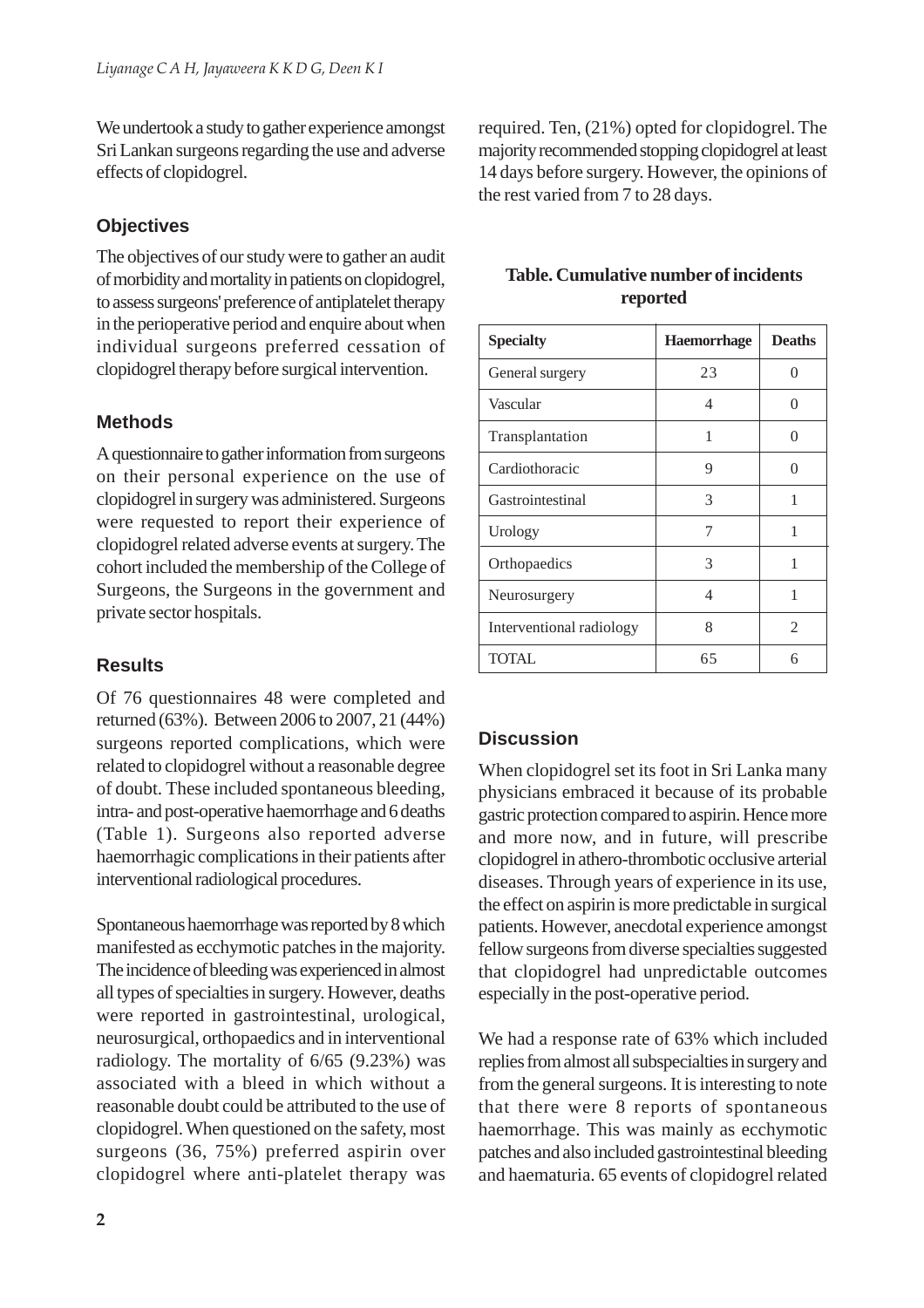We undertook a study to gather experience amongst Sri Lankan surgeons regarding the use and adverse effects of clopidogrel.

## Objectives

The objectives of our study were to gather an audit of morbidity and mortality in patients on clopidogrel, to assess surgeons' preference of antiplatelet therapy in the perioperative period and enquire about when individual surgeons preferred cessation of clopidogrel therapy before surgical intervention.

## Methods

A questionnaire to gather information from surgeons on their personal experience on the use of clopidogrel in surgery was administered. Surgeons were requested to report their experience of clopidogrel related adverse events at surgery. The cohort included the membership of the College of Surgeons, the Surgeons in the government and private sector hospitals.

## Results

Of 76 questionnaires 48 were completed and returned (63%). Between 2006 to 2007, 21 (44%) surgeons reported complications, which were related to clopidogrel without a reasonable degree of doubt. These included spontaneous bleeding, intra- and post-operative haemorrhage and 6 deaths (Table 1). Surgeons also reported adverse haemorrhagic complications in their patients after interventional radiological procedures.

Spontaneous haemorrhage was reported by 8 which manifested as ecchymotic patches in the majority. The incidence of bleeding was experienced in almost all types of specialties in surgery. However, deaths were reported in gastrointestinal, urological, neurosurgical, orthopaedics and in interventional radiology. The mortality of 6/65 (9.23%) was associated with a bleed in which without a reasonable doubt could be attributed to the use of clopidogrel. When questioned on the safety, most surgeons (36, 75%) preferred aspirin over clopidogrel where anti-platelet therapy was required. Ten, (21%) opted for clopidogrel. The majority recommended stopping clopidogrel at least 14 days before surgery. However, the opinions of the rest varied from 7 to 28 days.

**Table. Cumulative number of incidents reported**

| Specialty | Haemorrhage | Deaths |
|---|---|---|
| General surgery | 23 | 0 |
| Vascular | 4 | 0 |
| Transplantation | 1 | 0 |
| Cardiothoracic | 9 | 0 |
| Gastrointestinal | 3 | 1 |
| Urology | 7 | 1 |
| Orthopaedics | 3 | 1 |
| Neurosurgery | 4 | 1 |
| Interventional radiology | 8 | 2 |
| TOTAL | 65 | 6 |

## Discussion

When clopidogrel set its foot in Sri Lanka many physicians embraced it because of its probable gastric protection compared to aspirin. Hence more and more now, and in future, will prescribe clopidogrel in athero-thrombotic occlusive arterial diseases. Through years of experience in its use, the effect on aspirin is more predictable in surgical patients. However, anecdotal experience amongst fellow surgeons from diverse specialties suggested that clopidogrel had unpredictable outcomes especially in the post-operative period.

We had a response rate of 63% which included replies from almost all subspecialties in surgery and from the general surgeons. It is interesting to note that there were 8 reports of spontaneous haemorrhage. This was mainly as ecchymotic patches and also included gastrointestinal bleeding and haematuria. 65 events of clopidogrel related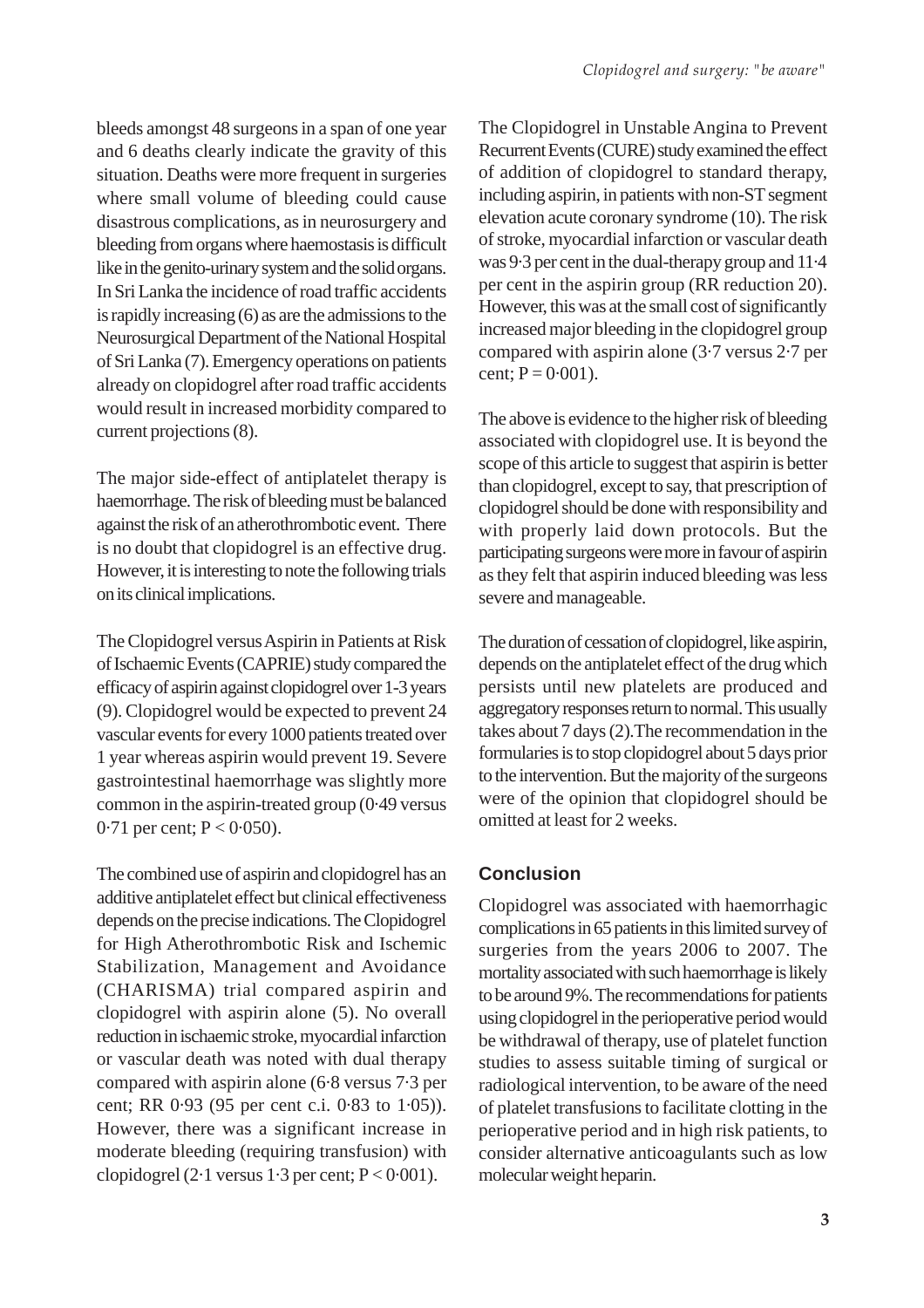bleeds amongst 48 surgeons in a span of one year and 6 deaths clearly indicate the gravity of this situation. Deaths were more frequent in surgeries where small volume of bleeding could cause disastrous complications, as in neurosurgery and bleeding from organs where haemostasis is difficult like in the genito-urinary system and the solid organs. In Sri Lanka the incidence of road traffic accidents is rapidly increasing (6) as are the admissions to the Neurosurgical Department of the National Hospital of Sri Lanka (7). Emergency operations on patients already on clopidogrel after road traffic accidents would result in increased morbidity compared to current projections (8).

The major side-effect of antiplatelet therapy is haemorrhage. The risk of bleeding must be balanced against the risk of an atherothrombotic event. There is no doubt that clopidogrel is an effective drug. However, it is interesting to note the following trials on its clinical implications.

The Clopidogrel versus Aspirin in Patients at Risk of Ischaemic Events (CAPRIE) study compared the efficacy of aspirin against clopidogrel over 1-3 years (9). Clopidogrel would be expected to prevent 24 vascular events for every 1000 patients treated over 1 year whereas aspirin would prevent 19. Severe gastrointestinal haemorrhage was slightly more common in the aspirin-treated group (0·49 versus 0·71 per cent; $P < 0{\cdot}050$).

The combined use of aspirin and clopidogrel has an additive antiplatelet effect but clinical effectiveness depends on the precise indications. The Clopidogrel for High Atherothrombotic Risk and Ischemic Stabilization, Management and Avoidance (CHARISMA) trial compared aspirin and clopidogrel with aspirin alone (5). No overall reduction in ischaemic stroke, myocardial infarction or vascular death was noted with dual therapy compared with aspirin alone (6·8 versus 7·3 per cent; RR 0·93 (95 per cent c.i. 0·83 to 1·05)). However, there was a significant increase in moderate bleeding (requiring transfusion) with clopidogrel (2·1 versus 1·3 per cent; $P < 0{\cdot}001$).

The Clopidogrel in Unstable Angina to Prevent Recurrent Events (CURE) study examined the effect of addition of clopidogrel to standard therapy, including aspirin, in patients with non-ST segment elevation acute coronary syndrome (10). The risk of stroke, myocardial infarction or vascular death was 9·3 per cent in the dual-therapy group and 11·4 per cent in the aspirin group (RR reduction 20). However, this was at the small cost of significantly increased major bleeding in the clopidogrel group compared with aspirin alone (3·7 versus 2·7 per cent; $P = 0{\cdot}001$).

The above is evidence to the higher risk of bleeding associated with clopidogrel use. It is beyond the scope of this article to suggest that aspirin is better than clopidogrel, except to say, that prescription of clopidogrel should be done with responsibility and with properly laid down protocols. But the participating surgeons were more in favour of aspirin as they felt that aspirin induced bleeding was less severe and manageable.

The duration of cessation of clopidogrel, like aspirin, depends on the antiplatelet effect of the drug which persists until new platelets are produced and aggregatory responses return to normal. This usually takes about 7 days (2).The recommendation in the formularies is to stop clopidogrel about 5 days prior to the intervention. But the majority of the surgeons were of the opinion that clopidogrel should be omitted at least for 2 weeks.

## Conclusion

Clopidogrel was associated with haemorrhagic complications in 65 patients in this limited survey of surgeries from the years 2006 to 2007. The mortality associated with such haemorrhage is likely to be around 9%. The recommendations for patients using clopidogrel in the perioperative period would be withdrawal of therapy, use of platelet function studies to assess suitable timing of surgical or radiological intervention, to be aware of the need of platelet transfusions to facilitate clotting in the perioperative period and in high risk patients, to consider alternative anticoagulants such as low molecular weight heparin.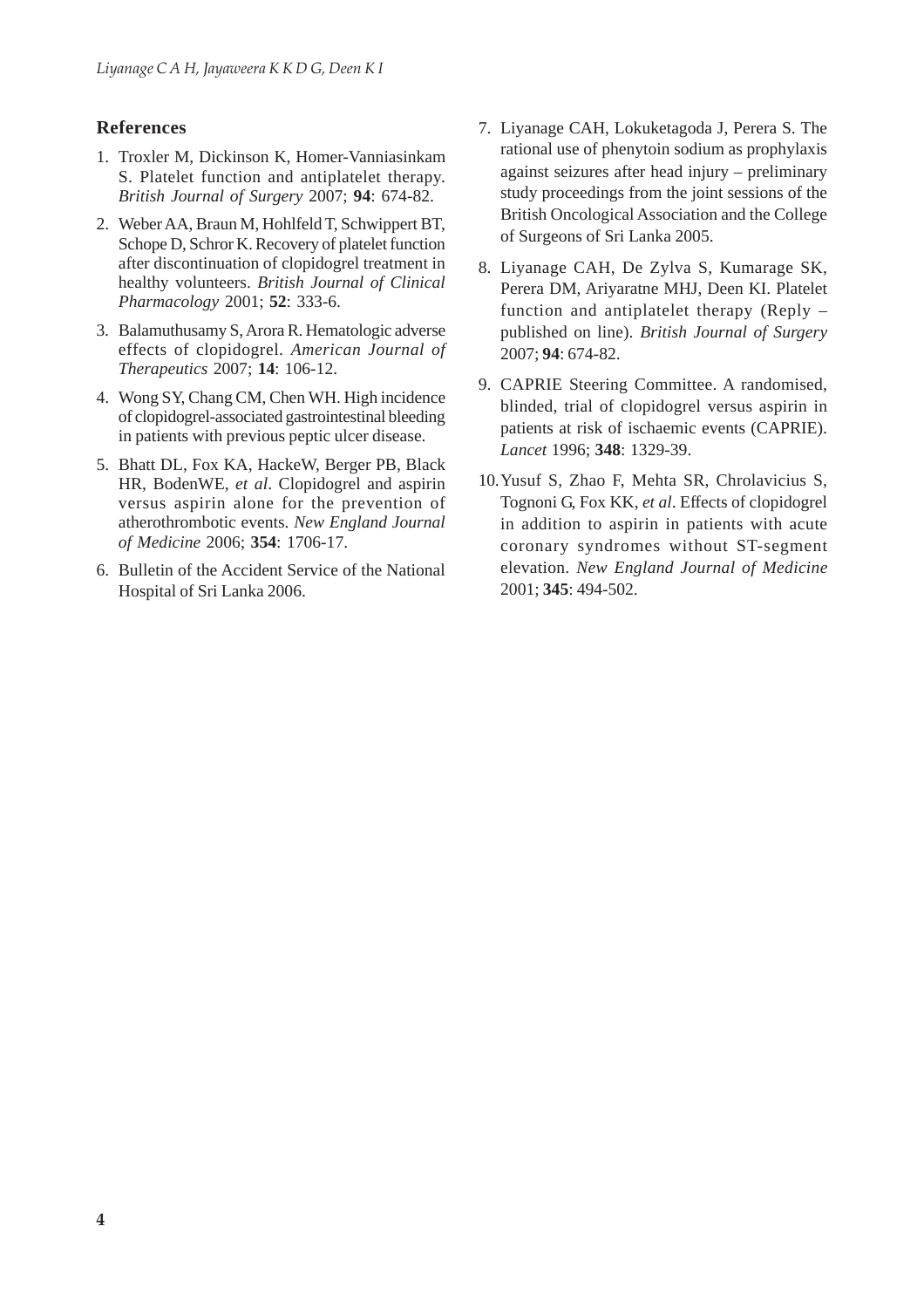## References

1. Troxler M, Dickinson K, Homer-Vanniasinkam S. Platelet function and antiplatelet therapy. *British Journal of Surgery* 2007; **94**: 674-82.
2. Weber AA, Braun M, Hohlfeld T, Schwippert BT, Schope D, Schror K. Recovery of platelet function after discontinuation of clopidogrel treatment in healthy volunteers. *British Journal of Clinical Pharmacology* 2001; **52**: 333-6.
3. Balamuthusamy S, Arora R. Hematologic adverse effects of clopidogrel. *American Journal of Therapeutics* 2007; **14**: 106-12.
4. Wong SY, Chang CM, Chen WH. High incidence of clopidogrel-associated gastrointestinal bleeding in patients with previous peptic ulcer disease.
5. Bhatt DL, Fox KA, HackeW, Berger PB, Black HR, BodenWE, *et al*. Clopidogrel and aspirin versus aspirin alone for the prevention of atherothrombotic events. *New England Journal of Medicine* 2006; **354**: 1706-17.
6. Bulletin of the Accident Service of the National Hospital of Sri Lanka 2006.
7. Liyanage CAH, Lokuketagoda J, Perera S. The rational use of phenytoin sodium as prophylaxis against seizures after head injury – preliminary study proceedings from the joint sessions of the British Oncological Association and the College of Surgeons of Sri Lanka 2005.
8. Liyanage CAH, De Zylva S, Kumarage SK, Perera DM, Ariyaratne MHJ, Deen KI. Platelet function and antiplatelet therapy (Reply – published on line). *British Journal of Surgery* 2007; **94**: 674-82.
9. CAPRIE Steering Committee. A randomised, blinded, trial of clopidogrel versus aspirin in patients at risk of ischaemic events (CAPRIE). *Lancet* 1996; **348**: 1329-39.
10. Yusuf S, Zhao F, Mehta SR, Chrolavicius S, Tognoni G, Fox KK, *et al*. Effects of clopidogrel in addition to aspirin in patients with acute coronary syndromes without ST-segment elevation. *New England Journal of Medicine* 2001; **345**: 494-502.